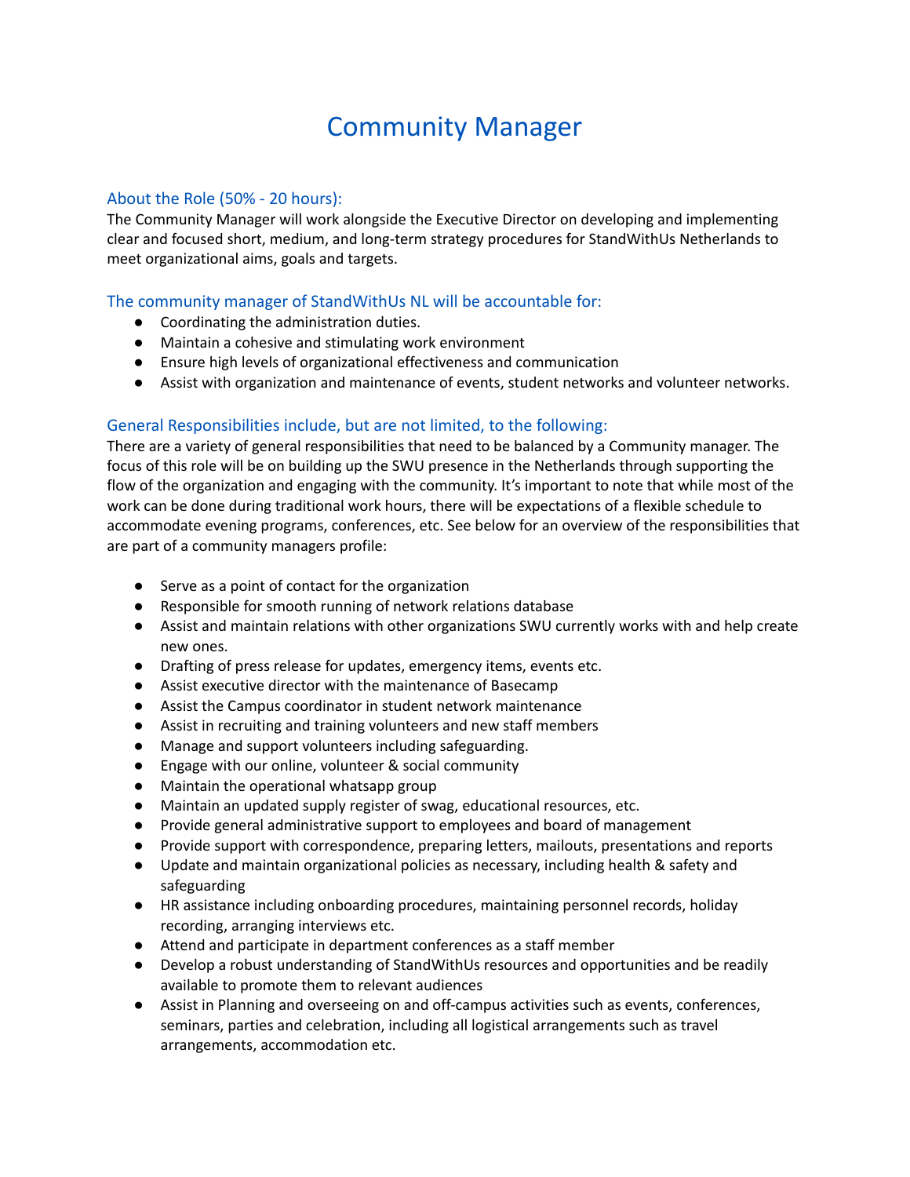# Community Manager

## About the Role (50% - 20 hours):

The Community Manager will work alongside the Executive Director on developing and implementing clear and focused short, medium, and long-term strategy procedures for StandWithUs Netherlands to meet organizational aims, goals and targets.

## The community manager of StandWithUs NL will be accountable for:

- Coordinating the administration duties.
- Maintain a cohesive and stimulating work environment
- Ensure high levels of organizational effectiveness and communication
- Assist with organization and maintenance of events, student networks and volunteer networks.

## General Responsibilities include, but are not limited, to the following:

There are a variety of general responsibilities that need to be balanced by a Community manager. The focus of this role will be on building up the SWU presence in the Netherlands through supporting the flow of the organization and engaging with the community. It's important to note that while most of the work can be done during traditional work hours, there will be expectations of a flexible schedule to accommodate evening programs, conferences, etc. See below for an overview of the responsibilities that are part of a community managers profile:

- Serve as a point of contact for the organization
- Responsible for smooth running of network relations database
- Assist and maintain relations with other organizations SWU currently works with and help create new ones.
- Drafting of press release for updates, emergency items, events etc.
- Assist executive director with the maintenance of Basecamp
- Assist the Campus coordinator in student network maintenance
- Assist in recruiting and training volunteers and new staff members
- Manage and support volunteers including safeguarding.
- Engage with our online, volunteer & social community
- Maintain the operational whatsapp group
- Maintain an updated supply register of swag, educational resources, etc.
- Provide general administrative support to employees and board of management
- Provide support with correspondence, preparing letters, mailouts, presentations and reports
- Update and maintain organizational policies as necessary, including health & safety and safeguarding
- HR assistance including onboarding procedures, maintaining personnel records, holiday recording, arranging interviews etc.
- Attend and participate in department conferences as a staff member
- Develop a robust understanding of StandWithUs resources and opportunities and be readily available to promote them to relevant audiences
- Assist in Planning and overseeing on and off-campus activities such as events, conferences, seminars, parties and celebration, including all logistical arrangements such as travel arrangements, accommodation etc.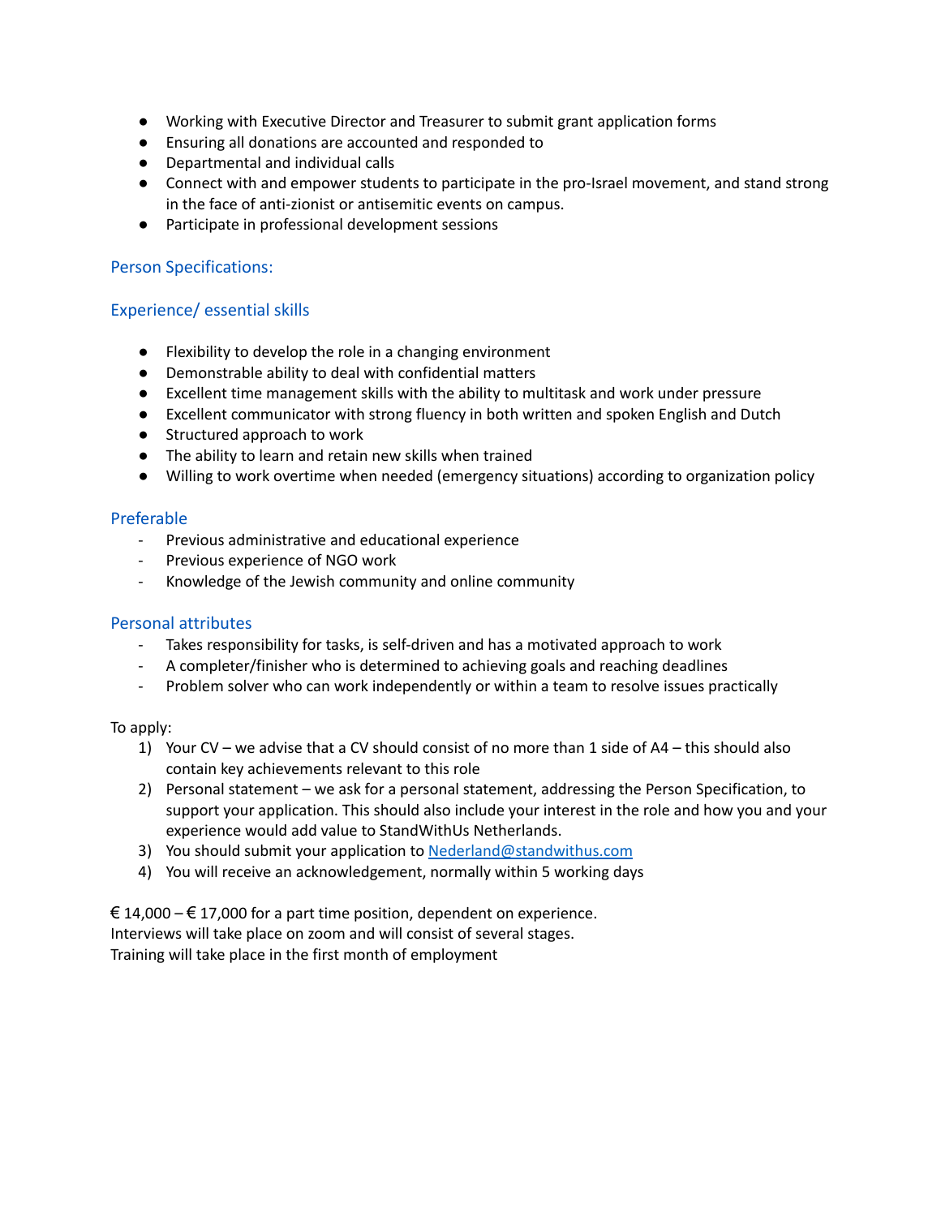- Working with Executive Director and Treasurer to submit grant application forms
- Ensuring all donations are accounted and responded to
- Departmental and individual calls
- Connect with and empower students to participate in the pro-Israel movement, and stand strong in the face of anti-zionist or antisemitic events on campus.
- Participate in professional development sessions

## Person Specifications:

### Experience/ essential skills

- Flexibility to develop the role in a changing environment
- Demonstrable ability to deal with confidential matters
- Excellent time management skills with the ability to multitask and work under pressure
- Excellent communicator with strong fluency in both written and spoken English and Dutch
- Structured approach to work
- The ability to learn and retain new skills when trained
- Willing to work overtime when needed (emergency situations) according to organization policy

### Preferable

- Previous administrative and educational experience
- Previous experience of NGO work
- Knowledge of the Jewish community and online community

### Personal attributes

- Takes responsibility for tasks, is self-driven and has a motivated approach to work
- A completer/finisher who is determined to achieving goals and reaching deadlines
- Problem solver who can work independently or within a team to resolve issues practically

To apply:

1) Your CV – we advise that a CV should consist of no more than 1 side of A4 – this should also contain key achievements relevant to this role
2) Personal statement – we ask for a personal statement, addressing the Person Specification, to support your application. This should also include your interest in the role and how you and your experience would add value to StandWithUs Netherlands.
3) You should submit your application to [Nederland@standwithus.com](mailto:Nederland@standwithus.com)
4) You will receive an acknowledgement, normally within 5 working days

€ 14,000 – € 17,000 for a part time position, dependent on experience.
Interviews will take place on zoom and will consist of several stages.
Training will take place in the first month of employment